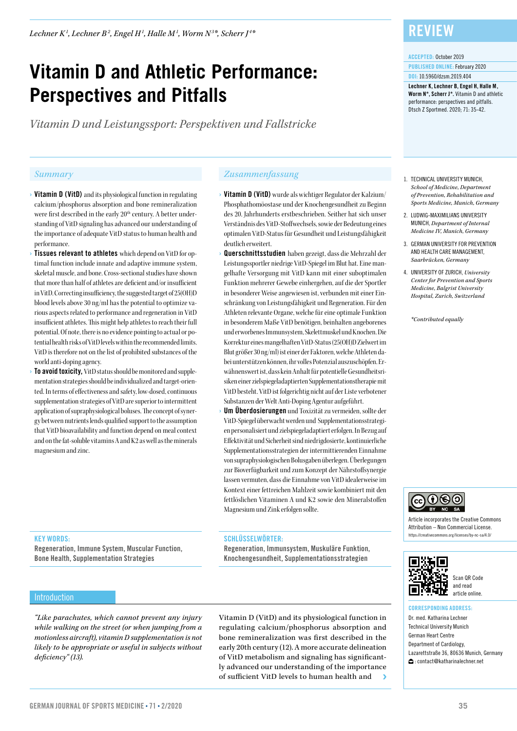Lechner K[1], Lechner B[2], Engel H[1], Halle M[1], Worm N[3]*, Scherr J[4]*

# Vitamin D and Athletic Performance: Perspectives and Pitfalls

*Vitamin D und Leistungssport: Perspektiven und Fallstricke*

**REVIEW**

ACCEPTED: October 2019
PUBLISHED ONLINE: February 2020
DOI: 10.5960/dzsm.2019.404

**Lechner K, Lechner B, Engel H, Halle M, Worm N\*, Scherr J\*.** Vitamin D and athletic performance: perspectives and pitfalls. Dtsch Z Sportmed. 2020; 71: 35-42.

## Summary

- **Vitamin D (VitD)** and its physiological function in regulating calcium/phosphorus absorption and bone remineralization were first described in the early 20th century. A better understanding of VitD signaling has advanced our understanding of the importance of adequate VitD status to human health and performance.
- **Tissues relevant to athletes** which depend on VitD for optimal function include innate and adaptive immune system, skeletal muscle, and bone. Cross-sectional studies have shown that more than half of athletes are deficient and/or insufficient in VitD. Correcting insufficiency, the suggested target of 25(OH)D blood levels above 30 ng/ml has the potential to optimize various aspects related to performance and regeneration in VitD insufficient athletes. This might help athletes to reach their full potential. Of note, there is no evidence pointing to actual or potential health risks of VitD levels within the recommended limits. VitD is therefore not on the list of prohibited substances of the world anti-doping agency.
- **To avoid toxicity,** VitD status should be monitored and supplementation strategies should be individualized and target-oriented. In terms of effectiveness and safety, low-dosed, continuous supplementation strategies of VitD are superior to intermittent application of supraphysiological boluses. The concept of synergy between nutrients lends qualified support to the assumption that VitD bioavailability and function depend on meal context and on the fat-soluble vitamins A and K2 as well as the minerals magnesium and zinc.

## Zusammenfassung

- **Vitamin D (VitD)** wurde als wichtiger Regulator der Kalzium/Phosphathomöostase und der Knochengesundheit zu Beginn des 20. Jahrhunderts erstbeschrieben. Seither hat sich unser Verständnis des VitD-Stoffwechsels, sowie der Bedeutung eines optimalen VitD-Status für Gesundheit und Leistungsfähigkeit deutlich erweitert.
- **Querschnittsstudien** haben gezeigt, dass die Mehrzahl der Leistungssportler niedrige VitD-Spiegel im Blut hat. Eine mangelhafte Versorgung mit VitD kann mit einer suboptimalen Funktion mehrerer Gewebe einhergehen, auf die der Sportler in besonderer Weise angewiesen ist, verbunden mit einer Einschränkung von Leistungsfähigkeit und Regeneration. Für den Athleten relevante Organe, welche für eine optimale Funktion in besonderem Maße VitD benötigen, beinhalten angeborenes und erworbenes Immunsystem, Skelettmuskel und Knochen. Die Korrektur eines mangelhaften VitD-Status (25(OH)D Zielwert im Blut größer 30 ng/ml) ist einer der Faktoren, welche Athleten dabei unterstützen können, ihr volles Potenzial auszuschöpfen. Erwähnenswert ist, dass kein Anhalt für potentielle Gesundheitsrisiken einer zielspiegeladaptierten Supplementationstherapie mit VitD besteht. VitD ist folgerichtig nicht auf der Liste verbotener Substanzen der Welt Anti-Doping Agentur aufgeführt.
- **Um Überdosierungen** und Toxizität zu vermeiden, sollte der VitD-Spiegel überwacht werden und Supplementationsstrategien personalisiert und zielspiegeladaptiert erfolgen. In Bezug auf Effektivität und Sicherheit sind niedrigdosierte, kontinuierliche Supplementationsstrategien der intermittierenden Einnahme von supraphysiologischen Bolusgaben überlegen. Überlegungen zur Bioverfügbarkeit und zum Konzept der Nährstoffsynergie lassen vermuten, dass die Einnahme von VitD idealerweise im Kontext einer fettreichen Mahlzeit sowie kombiniert mit den fettlöslichen Vitaminen A und K2 sowie den Mineralstoffen Magnesium und Zink erfolgen sollte.

**KEY WORDS:**
Regeneration, Immune System, Muscular Function, Bone Health, Supplementation Strategies

**SCHLÜSSELWÖRTER:**
Regeneration, Immunsystem, Muskuläre Funktion, Knochengesundheit, Supplementationsstrategien

1. TECHNICAL UNIVERSITY MUNICH, *School of Medicine, Department of Prevention, Rehabilitation and Sports Medicine, Munich, Germany*
2. LUDWIG-MAXIMILIANS UNIVERSITY MUNICH, *Department of Internal Medicine IV, Munich, Germany*
3. GERMAN UNIVERSITY FOR PREVENTION AND HEALTH CARE MANAGEMENT, *Saarbrücken, Germany*
4. UNIVERSITY OF ZURICH, *University Center for Prevention and Sports Medicine, Balgrist University Hospital, Zurich, Switzerland*

*\*Contributed equally*

Article incorporates the Creative Commons Attribution – Non Commercial License.
https://creativecommons.org/licenses/by-nc-sa/4.0/

Scan QR Code and read article online.

**CORRESPONDING ADDRESS:**
Dr. med. Katharina Lechner
Technical University Munich
German Heart Centre
Department of Cardiology,
Lazarettstraße 36, 80636 Munich, Germany
: contact@katharinalechner.net

## Introduction

*"Like parachutes, which cannot prevent any injury while walking on the street (or when jumping from a motionless aircraft), vitamin D supplementation is not likely to be appropriate or useful in subjects without deficiency" (13).*

Vitamin D (VitD) and its physiological function in regulating calcium/phosphorus absorption and bone remineralization was first described in the early 20th century (12). A more accurate delineation of VitD metabolism and signaling has significantly advanced our understanding of the importance of sufficient VitD levels to human health and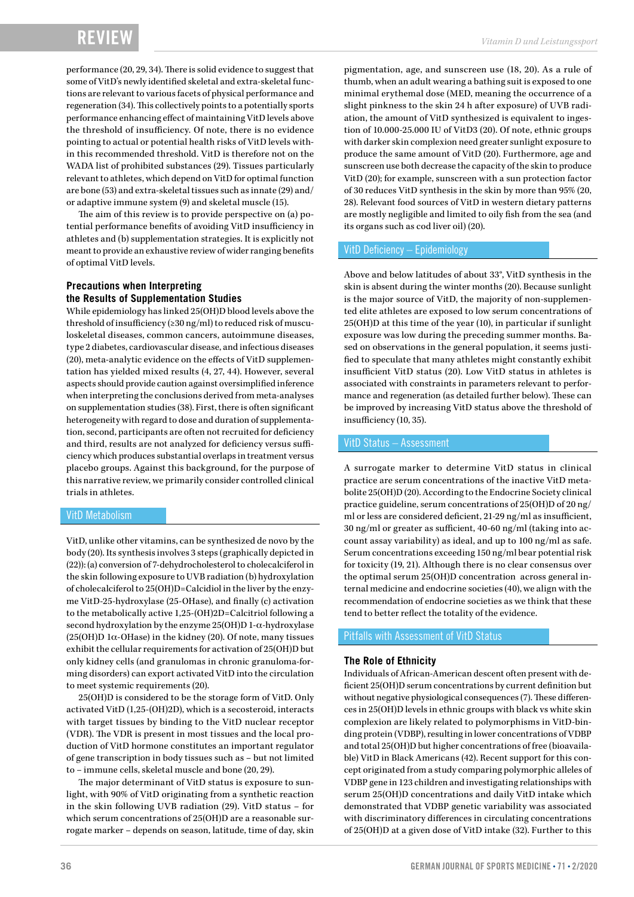performance (20, 29, 34). There is solid evidence to suggest that some of VitD's newly identified skeletal and extra-skeletal functions are relevant to various facets of physical performance and regeneration (34). This collectively points to a potentially sports performance enhancing effect of maintaining VitD levels above the threshold of insufficiency. Of note, there is no evidence pointing to actual or potential health risks of VitD levels within this recommended threshold. VitD is therefore not on the WADA list of prohibited substances (29). Tissues particularly relevant to athletes, which depend on VitD for optimal function are bone (53) and extra-skeletal tissues such as innate (29) and/or adaptive immune system (9) and skeletal muscle (15).

The aim of this review is to provide perspective on (a) potential performance benefits of avoiding VitD insufficiency in athletes and (b) supplementation strategies. It is explicitly not meant to provide an exhaustive review of wider ranging benefits of optimal VitD levels.

### Precautions when Interpreting the Results of Supplementation Studies

While epidemiology has linked 25(OH)D blood levels above the threshold of insufficiency (≥30 ng/ml) to reduced risk of musculoskeletal diseases, common cancers, autoimmune diseases, type 2 diabetes, cardiovascular disease, and infectious diseases (20), meta-analytic evidence on the effects of VitD supplementation has yielded mixed results (4, 27, 44). However, several aspects should provide caution against oversimplified inference when interpreting the conclusions derived from meta-analyses on supplementation studies (38). First, there is often significant heterogeneity with regard to dose and duration of supplementation, second, participants are often not recruited for deficiency and third, results are not analyzed for deficiency versus sufficiency which produces substantial overlaps in treatment versus placebo groups. Against this background, for the purpose of this narrative review, we primarily consider controlled clinical trials in athletes.

## VitD Metabolism

VitD, unlike other vitamins, can be synthesized de novo by the body (20). Its synthesis involves 3 steps (graphically depicted in (22)): (a) conversion of 7-dehydrocholesterol to cholecalciferol in the skin following exposure to UVB radiation (b) hydroxylation of cholecalciferol to 25(OH)D=Calcidiol in the liver by the enzyme VitD-25-hydroxylase (25-OHase), and finally (c) activation to the metabolically active 1,25-(OH)2D=Calcitriol following a second hydroxylation by the enzyme 25(OH)D 1-$\alpha$-hydroxylase (25(OH)D 1$\alpha$-OHase) in the kidney (20). Of note, many tissues exhibit the cellular requirements for activation of 25(OH)D but only kidney cells (and granulomas in chronic granuloma-forming disorders) can export activated VitD into the circulation to meet systemic requirements (20).

25(OH)D is considered to be the storage form of VitD. Only activated VitD (1,25-(OH)2D), which is a secosteroid, interacts with target tissues by binding to the VitD nuclear receptor (VDR). The VDR is present in most tissues and the local production of VitD hormone constitutes an important regulator of gene transcription in body tissues such as – but not limited to – immune cells, skeletal muscle and bone (20, 29).

The major determinant of VitD status is exposure to sunlight, with 90% of VitD originating from a synthetic reaction in the skin following UVB radiation (29). VitD status – for which serum concentrations of 25(OH)D are a reasonable surrogate marker – depends on season, latitude, time of day, skin pigmentation, age, and sunscreen use (18, 20). As a rule of thumb, when an adult wearing a bathing suit is exposed to one minimal erythemal dose (MED, meaning the occurrence of a slight pinkness to the skin 24 h after exposure) of UVB radiation, the amount of VitD synthesized is equivalent to ingestion of 10.000-25.000 IU of VitD3 (20). Of note, ethnic groups with darker skin complexion need greater sunlight exposure to produce the same amount of VitD (20). Furthermore, age and sunscreen use both decrease the capacity of the skin to produce VitD (20); for example, sunscreen with a sun protection factor of 30 reduces VitD synthesis in the skin by more than 95% (20, 28). Relevant food sources of VitD in western dietary patterns are mostly negligible and limited to oily fish from the sea (and its organs such as cod liver oil) (20).

## VitD Deficiency – Epidemiology

Above and below latitudes of about 33°, VitD synthesis in the skin is absent during the winter months (20). Because sunlight is the major source of VitD, the majority of non-supplemented elite athletes are exposed to low serum concentrations of 25(OH)D at this time of the year (10), in particular if sunlight exposure was low during the preceding summer months. Based on observations in the general population, it seems justified to speculate that many athletes might constantly exhibit insufficient VitD status (20). Low VitD status in athletes is associated with constraints in parameters relevant to performance and regeneration (as detailed further below). These can be improved by increasing VitD status above the threshold of insufficiency (10, 35).

## VitD Status – Assessment

A surrogate marker to determine VitD status in clinical practice are serum concentrations of the inactive VitD metabolite 25(OH)D (20). According to the Endocrine Society clinical practice guideline, serum concentrations of 25(OH)D of 20 ng/ml or less are considered deficient, 21-29 ng/ml as insufficient, 30 ng/ml or greater as sufficient, 40-60 ng/ml (taking into account assay variability) as ideal, and up to 100 ng/ml as safe. Serum concentrations exceeding 150 ng/ml bear potential risk for toxicity (19, 21). Although there is no clear consensus over the optimal serum 25(OH)D concentration across general internal medicine and endocrine societies (40), we align with the recommendation of endocrine societies as we think that these tend to better reflect the totality of the evidence.

## Pitfalls with Assessment of VitD Status

### The Role of Ethnicity

Individuals of African-American descent often present with deficient 25(OH)D serum concentrations by current definition but without negative physiological consequences (7). These differences in 25(OH)D levels in ethnic groups with black vs white skin complexion are likely related to polymorphisms in VitD-binding protein (VDBP), resulting in lower concentrations of VDBP and total 25(OH)D but higher concentrations of free (bioavailable) VitD in Black Americans (42). Recent support for this concept originated from a study comparing polymorphic alleles of VDBP gene in 123 children and investigating relationships with serum 25(OH)D concentrations and daily VitD intake which demonstrated that VDBP genetic variability was associated with discriminatory differences in circulating concentrations of 25(OH)D at a given dose of VitD intake (32). Further to this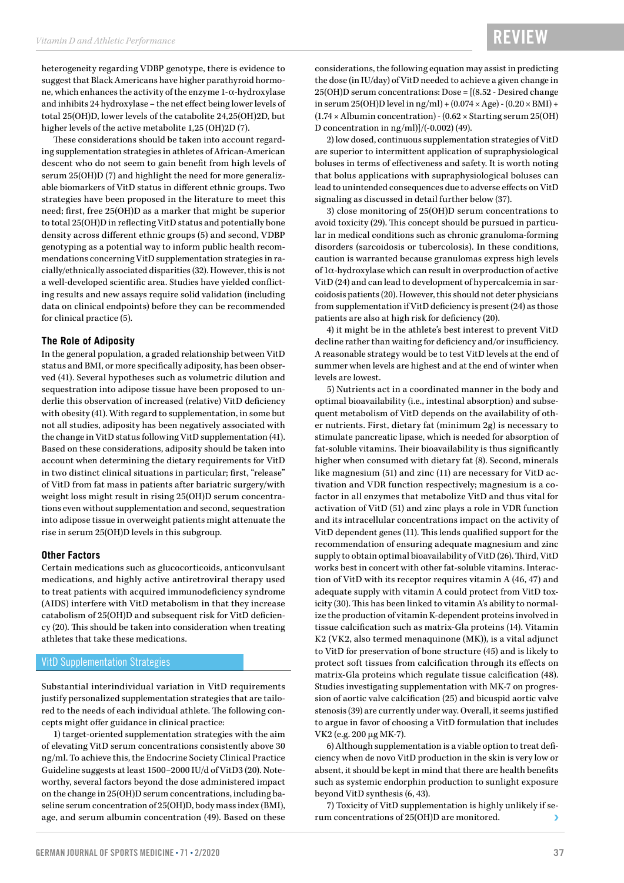heterogeneity regarding VDBP genotype, there is evidence to suggest that Black Americans have higher parathyroid hormone, which enhances the activity of the enzyme 1-α-hydroxylase and inhibits 24 hydroxylase – the net effect being lower levels of total 25(OH)D, lower levels of the catabolite 24,25(OH)2D, but higher levels of the active metabolite 1,25 (OH)2D (7).

These considerations should be taken into account regarding supplementation strategies in athletes of African-American descent who do not seem to gain benefit from high levels of serum 25(OH)D (7) and highlight the need for more generalizable biomarkers of VitD status in different ethnic groups. Two strategies have been proposed in the literature to meet this need; first, free 25(OH)D as a marker that might be superior to total 25(OH)D in reflecting VitD status and potentially bone density across different ethnic groups (5) and second, VDBP genotyping as a potential way to inform public health recommendations concerning VitD supplementation strategies in racially/ethnically associated disparities (32). However, this is not a well-developed scientific area. Studies have yielded conflicting results and new assays require solid validation (including data on clinical endpoints) before they can be recommended for clinical practice (5).

### The Role of Adiposity

In the general population, a graded relationship between VitD status and BMI, or more specifically adiposity, has been observed (41). Several hypotheses such as volumetric dilution and sequestration into adipose tissue have been proposed to underlie this observation of increased (relative) VitD deficiency with obesity (41). With regard to supplementation, in some but not all studies, adiposity has been negatively associated with the change in VitD status following VitD supplementation (41). Based on these considerations, adiposity should be taken into account when determining the dietary requirements for VitD in two distinct clinical situations in particular; first, "release" of VitD from fat mass in patients after bariatric surgery/with weight loss might result in rising 25(OH)D serum concentrations even without supplementation and second, sequestration into adipose tissue in overweight patients might attenuate the rise in serum 25(OH)D levels in this subgroup.

### Other Factors

Certain medications such as glucocorticoids, anticonvulsant medications, and highly active antiretroviral therapy used to treat patients with acquired immunodeficiency syndrome (AIDS) interfere with VitD metabolism in that they increase catabolism of 25(OH)D and subsequent risk for VitD deficiency (20). This should be taken into consideration when treating athletes that take these medications.

## VitD Supplementation Strategies

Substantial interindividual variation in VitD requirements justify personalized supplementation strategies that are tailored to the needs of each individual athlete. The following concepts might offer guidance in clinical practice:

1) target-oriented supplementation strategies with the aim of elevating VitD serum concentrations consistently above 30 ng/ml. To achieve this, the Endocrine Society Clinical Practice Guideline suggests at least 1500–2000 IU/d of VitD3 (20). Noteworthy, several factors beyond the dose administered impact on the change in 25(OH)D serum concentrations, including baseline serum concentration of 25(OH)D, body mass index (BMI), age, and serum albumin concentration (49). Based on these considerations, the following equation may assist in predicting the dose (in IU/day) of VitD needed to achieve a given change in 25(OH)D serum concentrations: Dose = [(8.52 - Desired change in serum 25(OH)D level in ng/ml) + (0.074 × Age) - (0.20 × BMI) + (1.74 × Albumin concentration) - (0.62 × Starting serum 25(OH) D concentration in ng/ml)]/(-0.002) (49).

2) low dosed, continuous supplementation strategies of VitD are superior to intermittent application of supraphysiological boluses in terms of effectiveness and safety. It is worth noting that bolus applications with supraphysiological boluses can lead to unintended consequences due to adverse effects on VitD signaling as discussed in detail further below (37).

3) close monitoring of 25(OH)D serum concentrations to avoid toxicity (29). This concept should be pursued in particular in medical conditions such as chronic granuloma-forming disorders (sarcoidosis or tubercolosis). In these conditions, caution is warranted because granulomas express high levels of 1α-hydroxylase which can result in overproduction of active VitD (24) and can lead to development of hypercalcemia in sarcoidosis patients (20). However, this should not deter physicians from supplementation if VitD deficiency is present (24) as those patients are also at high risk for deficiency (20).

4) it might be in the athlete's best interest to prevent VitD decline rather than waiting for deficiency and/or insufficiency. A reasonable strategy would be to test VitD levels at the end of summer when levels are highest and at the end of winter when levels are lowest.

5) Nutrients act in a coordinated manner in the body and optimal bioavailability (i.e., intestinal absorption) and subsequent metabolism of VitD depends on the availability of other nutrients. First, dietary fat (minimum 2g) is necessary to stimulate pancreatic lipase, which is needed for absorption of fat-soluble vitamins. Their bioavailability is thus significantly higher when consumed with dietary fat (8). Second, minerals like magnesium (51) and zinc (11) are necessary for VitD activation and VDR function respectively; magnesium is a cofactor in all enzymes that metabolize VitD and thus vital for activation of VitD (51) and zinc plays a role in VDR function and its intracellular concentrations impact on the activity of VitD dependent genes (11). This lends qualified support for the recommendation of ensuring adequate magnesium and zinc supply to obtain optimal bioavailability of VitD (26). Third, VitD works best in concert with other fat-soluble vitamins. Interaction of VitD with its receptor requires vitamin A (46, 47) and adequate supply with vitamin A could protect from VitD toxicity (30). This has been linked to vitamin A's ability to normalize the production of vitamin K-dependent proteins involved in tissue calcification such as matrix-Gla proteins (14). Vitamin K2 (VK2, also termed menaquinone (MK)), is a vital adjunct to VitD for preservation of bone structure (45) and is likely to protect soft tissues from calcification through its effects on matrix-Gla proteins which regulate tissue calcification (48). Studies investigating supplementation with MK-7 on progression of aortic valve calcification (25) and bicuspid aortic valve stenosis (39) are currently under way. Overall, it seems justified to argue in favor of choosing a VitD formulation that includes VK2 (e.g. 200 µg MK-7).

6) Although supplementation is a viable option to treat deficiency when de novo VitD production in the skin is very low or absent, it should be kept in mind that there are health benefits such as systemic endorphin production to sunlight exposure beyond VitD synthesis (6, 43).

7) Toxicity of VitD supplementation is highly unlikely if serum concentrations of 25(OH)D are monitored.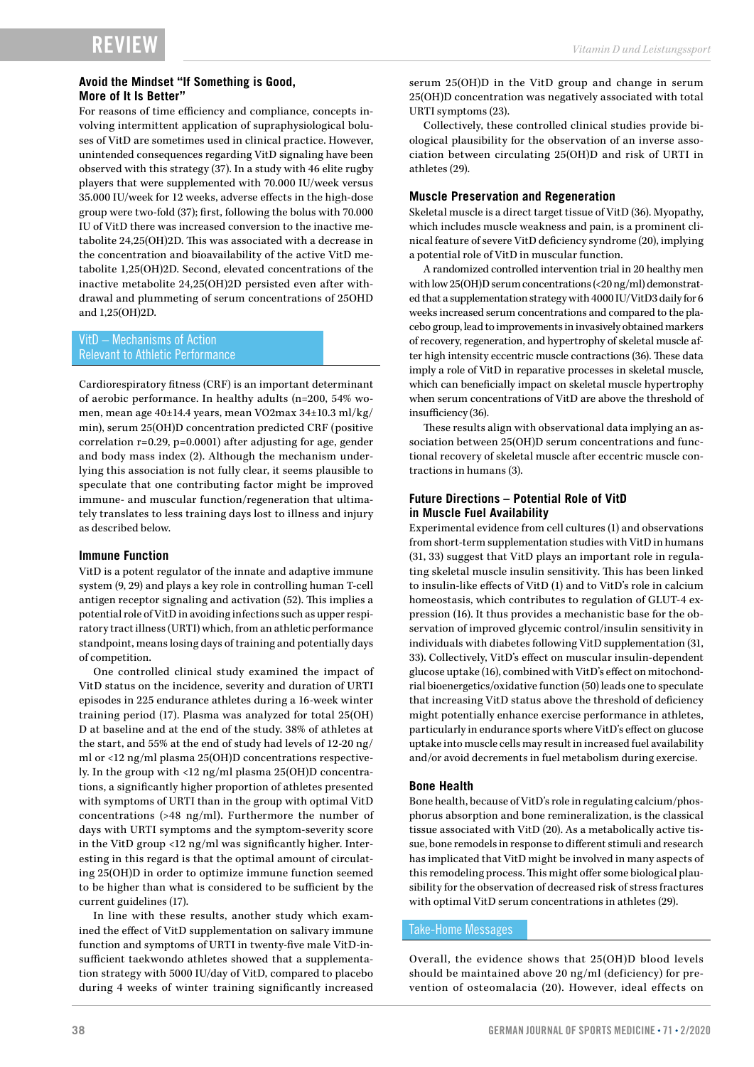### Avoid the Mindset "If Something is Good, More of It Is Better"

For reasons of time efficiency and compliance, concepts involving intermittent application of supraphysiological boluses of VitD are sometimes used in clinical practice. However, unintended consequences regarding VitD signaling have been observed with this strategy (37). In a study with 46 elite rugby players that were supplemented with 70.000 IU/week versus 35.000 IU/week for 12 weeks, adverse effects in the high-dose group were two-fold (37); first, following the bolus with 70.000 IU of VitD there was increased conversion to the inactive metabolite 24,25(OH)2D. This was associated with a decrease in the concentration and bioavailability of the active VitD metabolite 1,25(OH)2D. Second, elevated concentrations of the inactive metabolite 24,25(OH)2D persisted even after withdrawal and plummeting of serum concentrations of 25OHD and 1,25(OH)2D.

## VitD – Mechanisms of Action Relevant to Athletic Performance

Cardiorespiratory fitness (CRF) is an important determinant of aerobic performance. In healthy adults (n=200, 54% women, mean age 40±14.4 years, mean VO2max 34±10.3 ml/kg/min), serum 25(OH)D concentration predicted CRF (positive correlation r=0.29, p=0.0001) after adjusting for age, gender and body mass index (2). Although the mechanism underlying this association is not fully clear, it seems plausible to speculate that one contributing factor might be improved immune- and muscular function/regeneration that ultimately translates to less training days lost to illness and injury as described below.

### Immune Function

VitD is a potent regulator of the innate and adaptive immune system (9, 29) and plays a key role in controlling human T-cell antigen receptor signaling and activation (52). This implies a potential role of VitD in avoiding infections such as upper respiratory tract illness (URTI) which, from an athletic performance standpoint, means losing days of training and potentially days of competition.

One controlled clinical study examined the impact of VitD status on the incidence, severity and duration of URTI episodes in 225 endurance athletes during a 16-week winter training period (17). Plasma was analyzed for total 25(OH)D at baseline and at the end of the study. 38% of athletes at the start, and 55% at the end of study had levels of 12-20 ng/ml or <12 ng/ml plasma 25(OH)D concentrations respectively. In the group with <12 ng/ml plasma 25(OH)D concentrations, a significantly higher proportion of athletes presented with symptoms of URTI than in the group with optimal VitD concentrations (>48 ng/ml). Furthermore the number of days with URTI symptoms and the symptom-severity score in the VitD group <12 ng/ml was significantly higher. Interesting in this regard is that the optimal amount of circulating 25(OH)D in order to optimize immune function seemed to be higher than what is considered to be sufficient by the current guidelines (17).

In line with these results, another study which examined the effect of VitD supplementation on salivary immune function and symptoms of URTI in twenty-five male VitD-insufficient taekwondo athletes showed that a supplementation strategy with 5000 IU/day of VitD, compared to placebo during 4 weeks of winter training significantly increased serum 25(OH)D in the VitD group and change in serum 25(OH)D concentration was negatively associated with total URTI symptoms (23).

Collectively, these controlled clinical studies provide biological plausibility for the observation of an inverse association between circulating 25(OH)D and risk of URTI in athletes (29).

### Muscle Preservation and Regeneration

Skeletal muscle is a direct target tissue of VitD (36). Myopathy, which includes muscle weakness and pain, is a prominent clinical feature of severe VitD deficiency syndrome (20), implying a potential role of VitD in muscular function.

A randomized controlled intervention trial in 20 healthy men with low 25(OH)D serum concentrations (<20 ng/ml) demonstrated that a supplementation strategy with 4000 IU/VitD3 daily for 6 weeks increased serum concentrations and compared to the placebo group, lead to improvements in invasively obtained markers of recovery, regeneration, and hypertrophy of skeletal muscle after high intensity eccentric muscle contractions (36). These data imply a role of VitD in reparative processes in skeletal muscle, which can beneficially impact on skeletal muscle hypertrophy when serum concentrations of VitD are above the threshold of insufficiency (36).

These results align with observational data implying an association between 25(OH)D serum concentrations and functional recovery of skeletal muscle after eccentric muscle contractions in humans (3).

### Future Directions – Potential Role of VitD in Muscle Fuel Availability

Experimental evidence from cell cultures (1) and observations from short-term supplementation studies with VitD in humans (31, 33) suggest that VitD plays an important role in regulating skeletal muscle insulin sensitivity. This has been linked to insulin-like effects of VitD (1) and to VitD's role in calcium homeostasis, which contributes to regulation of GLUT-4 expression (16). It thus provides a mechanistic base for the observation of improved glycemic control/insulin sensitivity in individuals with diabetes following VitD supplementation (31, 33). Collectively, VitD's effect on muscular insulin-dependent glucose uptake (16), combined with VitD's effect on mitochondrial bioenergetics/oxidative function (50) leads one to speculate that increasing VitD status above the threshold of deficiency might potentially enhance exercise performance in athletes, particularly in endurance sports where VitD's effect on glucose uptake into muscle cells may result in increased fuel availability and/or avoid decrements in fuel metabolism during exercise.

### Bone Health

Bone health, because of VitD's role in regulating calcium/phosphorus absorption and bone remineralization, is the classical tissue associated with VitD (20). As a metabolically active tissue, bone remodels in response to different stimuli and research has implicated that VitD might be involved in many aspects of this remodeling process. This might offer some biological plausibility for the observation of decreased risk of stress fractures with optimal VitD serum concentrations in athletes (29).

## Take-Home Messages

Overall, the evidence shows that 25(OH)D blood levels should be maintained above 20 ng/ml (deficiency) for prevention of osteomalacia (20). However, ideal effects on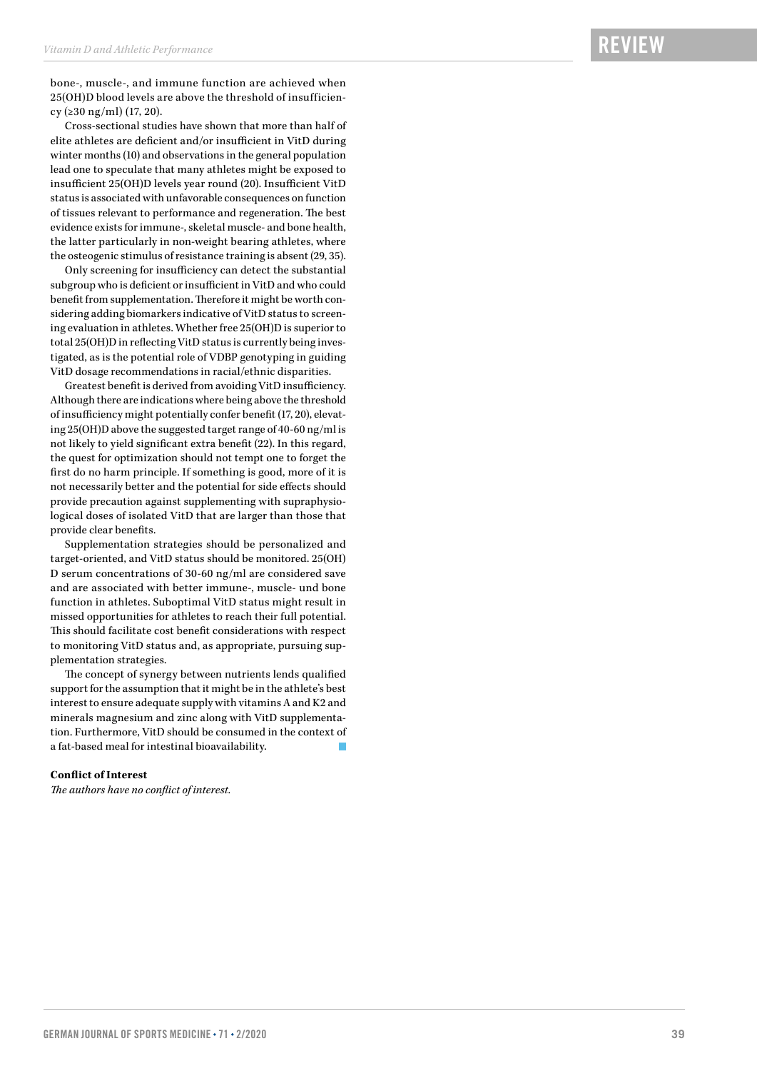bone-, muscle-, and immune function are achieved when 25(OH)D blood levels are above the threshold of insufficiency (≥30 ng/ml) (17, 20).

Cross-sectional studies have shown that more than half of elite athletes are deficient and/or insufficient in VitD during winter months (10) and observations in the general population lead one to speculate that many athletes might be exposed to insufficient 25(OH)D levels year round (20). Insufficient VitD status is associated with unfavorable consequences on function of tissues relevant to performance and regeneration. The best evidence exists for immune-, skeletal muscle- and bone health, the latter particularly in non-weight bearing athletes, where the osteogenic stimulus of resistance training is absent (29, 35).

Only screening for insufficiency can detect the substantial subgroup who is deficient or insufficient in VitD and who could benefit from supplementation. Therefore it might be worth considering adding biomarkers indicative of VitD status to screening evaluation in athletes. Whether free 25(OH)D is superior to total 25(OH)D in reflecting VitD status is currently being investigated, as is the potential role of VDBP genotyping in guiding VitD dosage recommendations in racial/ethnic disparities.

Greatest benefit is derived from avoiding VitD insufficiency. Although there are indications where being above the threshold of insufficiency might potentially confer benefit (17, 20), elevating 25(OH)D above the suggested target range of 40-60 ng/ml is not likely to yield significant extra benefit (22). In this regard, the quest for optimization should not tempt one to forget the first do no harm principle. If something is good, more of it is not necessarily better and the potential for side effects should provide precaution against supplementing with supraphysiological doses of isolated VitD that are larger than those that provide clear benefits.

Supplementation strategies should be personalized and target-oriented, and VitD status should be monitored. 25(OH) D serum concentrations of 30-60 ng/ml are considered save and are associated with better immune-, muscle- und bone function in athletes. Suboptimal VitD status might result in missed opportunities for athletes to reach their full potential. This should facilitate cost benefit considerations with respect to monitoring VitD status and, as appropriate, pursuing supplementation strategies.

The concept of synergy between nutrients lends qualified support for the assumption that it might be in the athlete's best interest to ensure adequate supply with vitamins A and K2 and minerals magnesium and zinc along with VitD supplementation. Furthermore, VitD should be consumed in the context of a fat-based meal for intestinal bioavailability.

**Conflict of Interest**

*The authors have no conflict of interest.*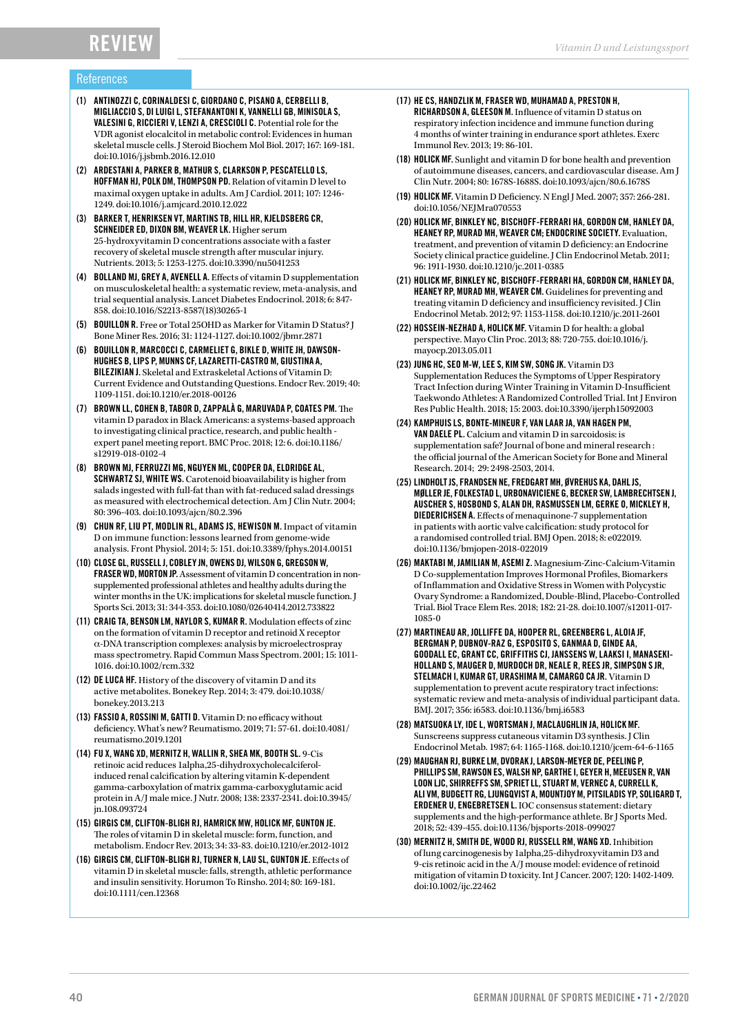## References

(1) **ANTINOZZI C, CORINALDESI C, GIORDANO C, PISANO A, CERBELLI B, MIGLIACCIO S, DI LUIGI L, STEFANANTONI K, VANNELLI GB, MINISOLA S, VALESINI G, RICCIERI V, LENZI A, CRESCIOLI C.** Potential role for the VDR agonist elocalcitol in metabolic control: Evidences in human skeletal muscle cells. J Steroid Biochem Mol Biol. 2017; 167: 169-181. doi:10.1016/j.jsbmb.2016.12.010

(2) **ARDESTANI A, PARKER B, MATHUR S, CLARKSON P, PESCATELLO LS, HOFFMAN HJ, POLK DM, THOMPSON PD.** Relation of vitamin D level to maximal oxygen uptake in adults. Am J Cardiol. 2011; 107: 1246-1249. doi:10.1016/j.amjcard.2010.12.022

(3) **BARKER T, HENRIKSEN VT, MARTINS TB, HILL HR, KJELDSBERG CR, SCHNEIDER ED, DIXON BM, WEAVER LK.** Higher serum 25-hydroxyvitamin D concentrations associate with a faster recovery of skeletal muscle strength after muscular injury. Nutrients. 2013; 5: 1253-1275. doi:10.3390/nu5041253

(4) **BOLLAND MJ, GREY A, AVENELL A.** Effects of vitamin D supplementation on musculoskeletal health: a systematic review, meta-analysis, and trial sequential analysis. Lancet Diabetes Endocrinol. 2018; 6: 847-858. doi:10.1016/S2213-8587(18)30265-1

(5) **BOUILLON R.** Free or Total 25OHD as Marker for Vitamin D Status? J Bone Miner Res. 2016; 31: 1124-1127. doi:10.1002/jbmr.2871

(6) **BOUILLON R, MARCOCCI C, CARMELIET G, BIKLE D, WHITE JH, DAWSON-HUGHES B, LIPS P, MUNNS CF, LAZARETTI-CASTRO M, GIUSTINA A, BILEZIKIAN J.** Skeletal and Extraskeletal Actions of Vitamin D: Current Evidence and Outstanding Questions. Endocr Rev. 2019; 40: 1109-1151. doi:10.1210/er.2018-00126

(7) **BROWN LL, COHEN B, TABOR D, ZAPPALÀ G, MARUVADA P, COATES PM.** The vitamin D paradox in Black Americans: a systems-based approach to investigating clinical practice, research, and public health - expert panel meeting report. BMC Proc. 2018; 12: 6. doi:10.1186/s12919-018-0102-4

(8) **BROWN MJ, FERRUZZI MG, NGUYEN ML, COOPER DA, ELDRIDGE AL, SCHWARTZ SJ, WHITE WS.** Carotenoid bioavailability is higher from salads ingested with full-fat than with fat-reduced salad dressings as measured with electrochemical detection. Am J Clin Nutr. 2004; 80: 396-403. doi:10.1093/ajcn/80.2.396

(9) **CHUN RF, LIU PT, MODLIN RL, ADAMS JS, HEWISON M.** Impact of vitamin D on immune function: lessons learned from genome-wide analysis. Front Physiol. 2014; 5: 151. doi:10.3389/fphys.2014.00151

(10) **CLOSE GL, RUSSELL J, COBLEY JN, OWENS DJ, WILSON G, GREGSON W, FRASER WD, MORTON JP.** Assessment of vitamin D concentration in non-supplemented professional athletes and healthy adults during the winter months in the UK: implications for skeletal muscle function. J Sports Sci. 2013; 31: 344-353. doi:10.1080/02640414.2012.733822

(11) **CRAIG TA, BENSON LM, NAYLOR S, KUMAR R.** Modulation effects of zinc on the formation of vitamin D receptor and retinoid X receptor α-DNA transcription complexes: analysis by microelectrospray mass spectrometry. Rapid Commun Mass Spectrom. 2001; 15: 1011-1016. doi:10.1002/rcm.332

(12) **DE LUCA HF.** History of the discovery of vitamin D and its active metabolites. Bonekey Rep. 2014; 3: 479. doi:10.1038/bonekey.2013.213

(13) **FASSIO A, ROSSINI M, GATTI D.** Vitamin D: no efficacy without deficiency. What's new? Reumatismo. 2019; 71: 57-61. doi:10.4081/reumatismo.2019.1201

(14) **FU X, WANG XD, MERNITZ H, WALLIN R, SHEA MK, BOOTH SL.** 9-Cis retinoic acid reduces 1alpha,25-dihydroxycholecalciferol-induced renal calcification by altering vitamin K-dependent gamma-carboxylation of matrix gamma-carboxyglutamic acid protein in A/J male mice. J Nutr. 2008; 138: 2337-2341. doi:10.3945/jn.108.093724

(15) **GIRGIS CM, CLIFTON-BLIGH RJ, HAMRICK MW, HOLICK MF, GUNTON JE.** The roles of vitamin D in skeletal muscle: form, function, and metabolism. Endocr Rev. 2013; 34: 33-83. doi:10.1210/er.2012-1012

(16) **GIRGIS CM, CLIFTON-BLIGH RJ, TURNER N, LAU SL, GUNTON JE.** Effects of vitamin D in skeletal muscle: falls, strength, athletic performance and insulin sensitivity. Horumon To Rinsho. 2014; 80: 169-181. doi:10.1111/cen.12368

(17) **HE CS, HANDZLIK M, FRASER WD, MUHAMAD A, PRESTON H, RICHARDSON A, GLEESON M.** Influence of vitamin D status on respiratory infection incidence and immune function during 4 months of winter training in endurance sport athletes. Exerc Immunol Rev. 2013; 19: 86-101.

(18) **HOLICK MF.** Sunlight and vitamin D for bone health and prevention of autoimmune diseases, cancers, and cardiovascular disease. Am J Clin Nutr. 2004; 80: 1678S-1688S. doi:10.1093/ajcn/80.6.1678S

(19) **HOLICK MF.** Vitamin D Deficiency. N Engl J Med. 2007; 357: 266-281. doi:10.1056/NEJMra070553

(20) **HOLICK MF, BINKLEY NC, BISCHOFF-FERRARI HA, GORDON CM, HANLEY DA, HEANEY RP, MURAD MH, WEAVER CM; ENDOCRINE SOCIETY.** Evaluation, treatment, and prevention of vitamin D deficiency: an Endocrine Society clinical practice guideline. J Clin Endocrinol Metab. 2011; 96: 1911-1930. doi:10.1210/jc.2011-0385

(21) **HOLICK MF, BINKLEY NC, BISCHOFF-FERRARI HA, GORDON CM, HANLEY DA, HEANEY RP, MURAD MH, WEAVER CM.** Guidelines for preventing and treating vitamin D deficiency and insufficiency revisited. J Clin Endocrinol Metab. 2012; 97: 1153-1158. doi:10.1210/jc.2011-2601

(22) **HOSSEIN-NEZHAD A, HOLICK MF.** Vitamin D for health: a global perspective. Mayo Clin Proc. 2013; 88: 720-755. doi:10.1016/j.mayocp.2013.05.011

(23) **JUNG HC, SEO M-W, LEE S, KIM SW, SONG JK.** Vitamin D3 Supplementation Reduces the Symptoms of Upper Respiratory Tract Infection during Winter Training in Vitamin D-Insufficient Taekwondo Athletes: A Randomized Controlled Trial. Int J Environ Res Public Health. 2018; 15: 2003. doi:10.3390/ijerph15092003

(24) **KAMPHUIS LS, BONTE-MINEUR F, VAN LAAR JA, VAN HAGEN PM, VAN DAELE PL.** Calcium and vitamin D in sarcoidosis: is supplementation safe? Journal of bone and mineral research : the official journal of the American Society for Bone and Mineral Research. 2014; 29: 2498-2503, 2014.

(25) **LINDHOLT JS, FRANDSEN NE, FREDGART MH, ØVREHUS KA, DAHL JS, MØLLER JE, FOLKESTAD L, URBONAVICIENE G, BECKER SW, LAMBRECHTSEN J, AUSCHER S, HOSBOND S, ALAN DH, RASMUSSEN LM, GERKE O, MICKLEY H, DIEDERICHSEN A.** Effects of menaquinone-7 supplementation in patients with aortic valve calcification: study protocol for a randomised controlled trial. BMJ Open. 2018; 8: e022019. doi:10.1136/bmjopen-2018-022019

(26) **MAKTABI M, JAMILIAN M, ASEMI Z.** Magnesium-Zinc-Calcium-Vitamin D Co-supplementation Improves Hormonal Profiles, Biomarkers of Inflammation and Oxidative Stress in Women with Polycystic Ovary Syndrome: a Randomized, Double-Blind, Placebo-Controlled Trial. Biol Trace Elem Res. 2018; 182: 21-28. doi:10.1007/s12011-017-1085-0

(27) **MARTINEAU AR, JOLLIFFE DA, HOOPER RL, GREENBERG L, ALOIA JF, BERGMAN P, DUBNOV-RAZ G, ESPOSITO S, GANMAA D, GINDE AA, GOODALL EC, GRANT CC, GRIFFITHS CJ, JANSSENS W, LAAKSI I, MANASEKI-HOLLAND S, MAUGER D, MURDOCH DR, NEALE R, REES JR, SIMPSON S JR, STELMACH I, KUMAR GT, URASHIMA M, CAMARGO CA JR.** Vitamin D supplementation to prevent acute respiratory tract infections: systematic review and meta-analysis of individual participant data. BMJ. 2017; 356: i6583. doi:10.1136/bmj.i6583

(28) **MATSUOKA LY, IDE L, WORTSMAN J, MACLAUGHLIN JA, HOLICK MF.** Sunscreens suppress cutaneous vitamin D3 synthesis. J Clin Endocrinol Metab. 1987; 64: 1165-1168. doi:10.1210/jcem-64-6-1165

(29) **MAUGHAN RJ, BURKE LM, DVORAK J, LARSON-MEYER DE, PEELING P, PHILLIPS SM, RAWSON ES, WALSH NP, GARTHE I, GEYER H, MEEUSEN R, VAN LOON LJC, SHIRREFFS SM, SPRIET LL, STUART M, VERNEC A, CURRELL K, ALI VM, BUDGETT RG, LJUNGQVIST A, MOUNTJOY M, PITSILADIS YP, SOLIGARD T, ERDENER U, ENGEBRETSEN L.** IOC consensus statement: dietary supplements and the high-performance athlete. Br J Sports Med. 2018; 52: 439-455. doi:10.1136/bjsports-2018-099027

(30) **MERNITZ H, SMITH DE, WOOD RJ, RUSSELL RM, WANG XD.** Inhibition of lung carcinogenesis by 1alpha,25-dihydroxyvitamin D3 and 9-cis retinoic acid in the A/J mouse model: evidence of retinoid mitigation of vitamin D toxicity. Int J Cancer. 2007; 120: 1402-1409. doi:10.1002/ijc.22462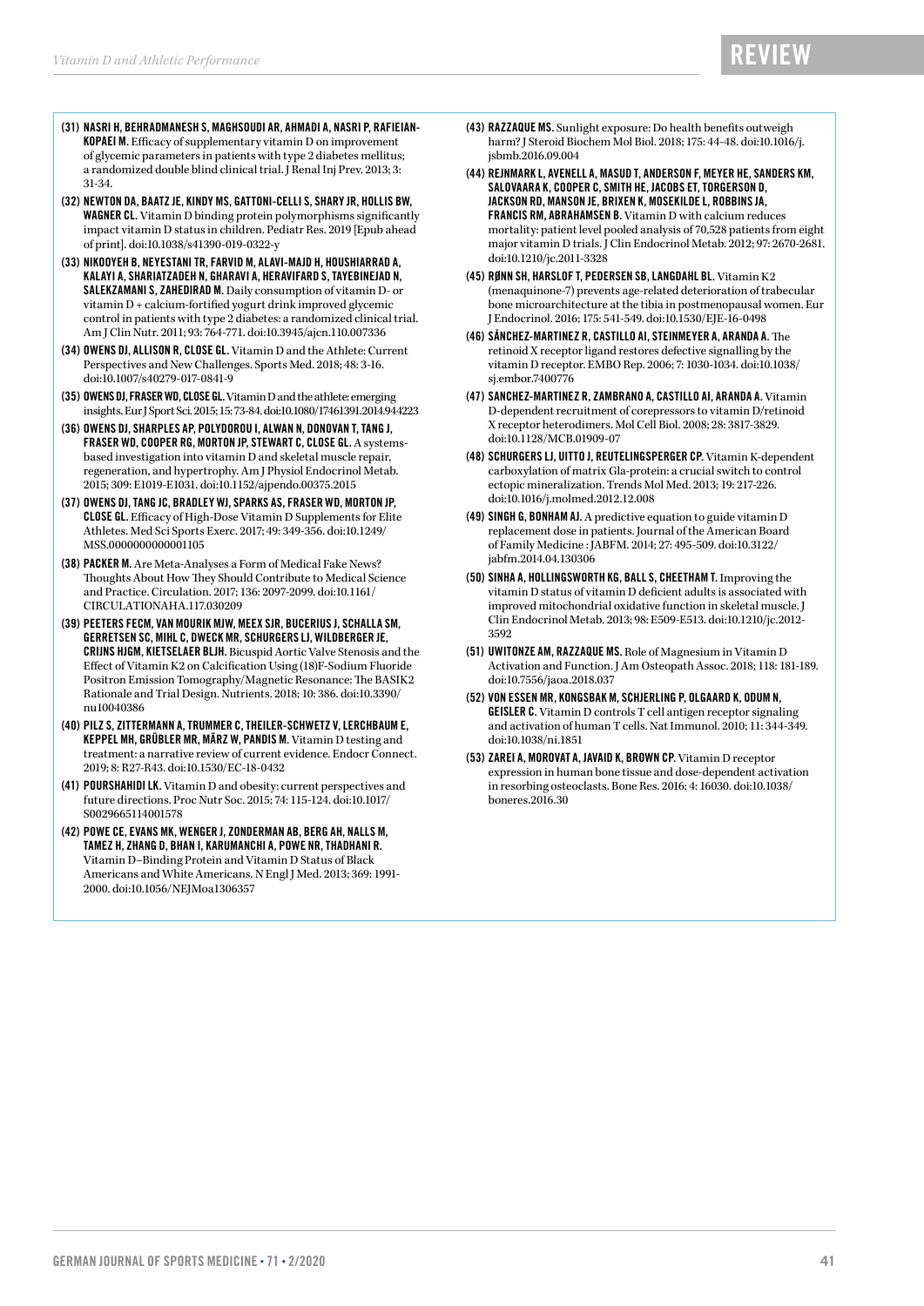(31) **NASRI H, BEHRADMANESH S, MAGHSOUDI AR, AHMADI A, NASRI P, RAFIEIAN-KOPAEI M.** Efficacy of supplementary vitamin D on improvement of glycemic parameters in patients with type 2 diabetes mellitus; a randomized double blind clinical trial. J Renal Inj Prev. 2013; 3: 31-34.

(32) **NEWTON DA, BAATZ JE, KINDY MS, GATTONI-CELLI S, SHARY JR, HOLLIS BW, WAGNER CL.** Vitamin D binding protein polymorphisms significantly impact vitamin D status in children. Pediatr Res. 2019 [Epub ahead of print]. doi:10.1038/s41390-019-0322-y

(33) **NIKOOYEH B, NEYESTANI TR, FARVID M, ALAVI-MAJD H, HOUSHIARRAD A, KALAYI A, SHARIATZADEH N, GHARAVI A, HERAVIFARD S, TAYEBINEJAD N, SALEKZAMANI S, ZAHEDIRAD M.** Daily consumption of vitamin D- or vitamin D + calcium-fortified yogurt drink improved glycemic control in patients with type 2 diabetes: a randomized clinical trial. Am J Clin Nutr. 2011; 93: 764-771. doi:10.3945/ajcn.110.007336

(34) **OWENS DJ, ALLISON R, CLOSE GL.** Vitamin D and the Athlete: Current Perspectives and New Challenges. Sports Med. 2018; 48: 3-16. doi:10.1007/s40279-017-0841-9

(35) **OWENS DJ, FRASER WD, CLOSE GL.** Vitamin D and the athlete: emerging insights. Eur J Sport Sci. 2015; 15: 73-84. doi:10.1080/17461391.2014.944223

(36) **OWENS DJ, SHARPLES AP, POLYDOROU I, ALWAN N, DONOVAN T, TANG J, FRASER WD, COOPER RG, MORTON JP, STEWART C, CLOSE GL.** A systems-based investigation into vitamin D and skeletal muscle repair, regeneration, and hypertrophy. Am J Physiol Endocrinol Metab. 2015; 309: E1019-E1031. doi:10.1152/ajpendo.00375.2015

(37) **OWENS DJ, TANG JC, BRADLEY WJ, SPARKS AS, FRASER WD, MORTON JP, CLOSE GL.** Efficacy of High-Dose Vitamin D Supplements for Elite Athletes. Med Sci Sports Exerc. 2017; 49: 349-356. doi:10.1249/MSS.0000000000001105

(38) **PACKER M.** Are Meta-Analyses a Form of Medical Fake News? Thoughts About How They Should Contribute to Medical Science and Practice. Circulation. 2017; 136: 2097-2099. doi:10.1161/CIRCULATIONAHA.117.030209

(39) **PEETERS FECM, VAN MOURIK MJW, MEEX SJR, BUCERIUS J, SCHALLA SM, GERRETSEN SC, MIHL C, DWECK MR, SCHURGERS LJ, WILDBERGER JE, CRIJNS HJGM, KIETSELAER BLJH.** Bicuspid Aortic Valve Stenosis and the Effect of Vitamin K2 on Calcification Using (18)F-Sodium Fluoride Positron Emission Tomography/Magnetic Resonance: The BASIK2 Rationale and Trial Design. Nutrients. 2018; 10: 386. doi:10.3390/nu10040386

(40) **PILZ S, ZITTERMANN A, TRUMMER C, THEILER-SCHWETZ V, LERCHBAUM E, KEPPEL MH, GRÜBLER MR, MÄRZ W, PANDIS M.** Vitamin D testing and treatment: a narrative review of current evidence. Endocr Connect. 2019; 8: R27-R43. doi:10.1530/EC-18-0432

(41) **POURSHAHIDI LK.** Vitamin D and obesity: current perspectives and future directions. Proc Nutr Soc. 2015; 74: 115-124. doi:10.1017/S0029665114001578

(42) **POWE CE, EVANS MK, WENGER J, ZONDERMAN AB, BERG AH, NALLS M, TAMEZ H, ZHANG D, BHAN I, KARUMANCHI A, POWE NR, THADHANI R.** Vitamin D–Binding Protein and Vitamin D Status of Black Americans and White Americans. N Engl J Med. 2013; 369: 1991-2000. doi:10.1056/NEJMoa1306357

(43) **RAZZAQUE MS.** Sunlight exposure: Do health benefits outweigh harm? J Steroid Biochem Mol Biol. 2018; 175: 44-48. doi:10.1016/j.jsbmb.2016.09.004

(44) **REJNMARK L, AVENELL A, MASUD T, ANDERSON F, MEYER HE, SANDERS KM, SALOVAARA K, COOPER C, SMITH HE, JACOBS ET, TORGERSON D, JACKSON RD, MANSON JE, BRIXEN K, MOSEKILDE L, ROBBINS JA, FRANCIS RM, ABRAHAMSEN B.** Vitamin D with calcium reduces mortality: patient level pooled analysis of 70,528 patients from eight major vitamin D trials. J Clin Endocrinol Metab. 2012; 97: 2670-2681. doi:10.1210/jc.2011-3328

(45) **RØNN SH, HARSLOF T, PEDERSEN SB, LANGDAHL BL.** Vitamin K2 (menaquinone-7) prevents age-related deterioration of trabecular bone microarchitecture at the tibia in postmenopausal women. Eur J Endocrinol. 2016; 175: 541-549. doi:10.1530/EJE-16-0498

(46) **SÁNCHEZ-MARTINEZ R, CASTILLO AI, STEINMEYER A, ARANDA A.** The retinoid X receptor ligand restores defective signalling by the vitamin D receptor. EMBO Rep. 2006; 7: 1030-1034. doi:10.1038/sj.embor.7400776

(47) **SANCHEZ-MARTINEZ R, ZAMBRANO A, CASTILLO AI, ARANDA A.** Vitamin D-dependent recruitment of corepressors to vitamin D/retinoid X receptor heterodimers. Mol Cell Biol. 2008; 28: 3817-3829. doi:10.1128/MCB.01909-07

(48) **SCHURGERS LJ, UITTO J, REUTELINGSPERGER CP.** Vitamin K-dependent carboxylation of matrix Gla-protein: a crucial switch to control ectopic mineralization. Trends Mol Med. 2013; 19: 217-226. doi:10.1016/j.molmed.2012.12.008

(49) **SINGH G, BONHAM AJ.** A predictive equation to guide vitamin D replacement dose in patients. Journal of the American Board of Family Medicine : JABFM. 2014; 27: 495-509. doi:10.3122/jabfm.2014.04.130306

(50) **SINHA A, HOLLINGSWORTH KG, BALL S, CHEETHAM T.** Improving the vitamin D status of vitamin D deficient adults is associated with improved mitochondrial oxidative function in skeletal muscle. J Clin Endocrinol Metab. 2013; 98: E509-E513. doi:10.1210/jc.2012-3592

(51) **UWITONZE AM, RAZZAQUE MS.** Role of Magnesium in Vitamin D Activation and Function. J Am Osteopath Assoc. 2018; 118: 181-189. doi:10.7556/jaoa.2018.037

(52) **VON ESSEN MR, KONGSBAK M, SCHJERLING P, OLGAARD K, ODUM N, GEISLER C.** Vitamin D controls T cell antigen receptor signaling and activation of human T cells. Nat Immunol. 2010; 11: 344-349. doi:10.1038/ni.1851

(53) **ZAREI A, MOROVAT A, JAVAID K, BROWN CP.** Vitamin D receptor expression in human bone tissue and dose-dependent activation in resorbing osteoclasts. Bone Res. 2016; 4: 16030. doi:10.1038/boneres.2016.30